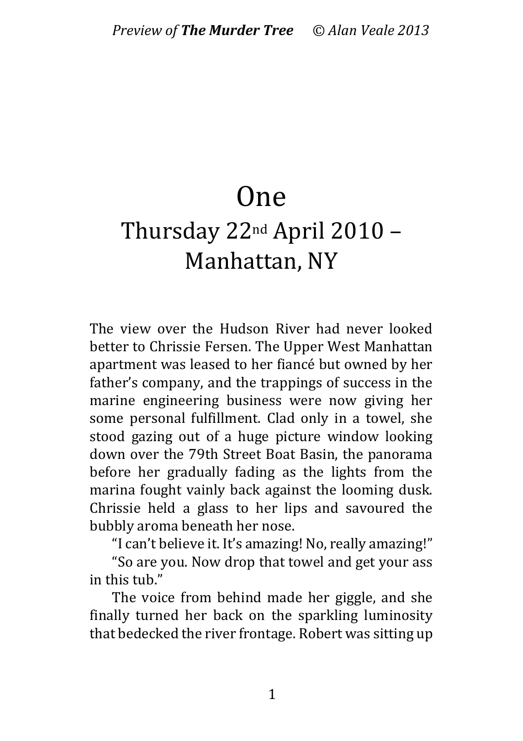# One

## Thursday 22nd April 2010 – Manhattan, NY

The view over the Hudson River had never looked better to Chrissie Fersen. The Upper West Manhattan apartment was leased to her fiancé but owned by her father's company, and the trappings of success in the marine engineering business were now giving her some personal fulfillment. Clad only in a towel, she stood gazing out of a huge picture window looking down over the 79th Street Boat Basin, the panorama before her gradually fading as the lights from the marina fought vainly back against the looming dusk. Chrissie held a glass to her lips and savoured the bubbly aroma beneath her nose.

"I can't believe it. It's amazing! No, really amazing!"

"So are you. Now drop that towel and get your ass in this tub."

The voice from behind made her giggle, and she finally turned her back on the sparkling luminosity that bedecked the river frontage. Robert was sitting up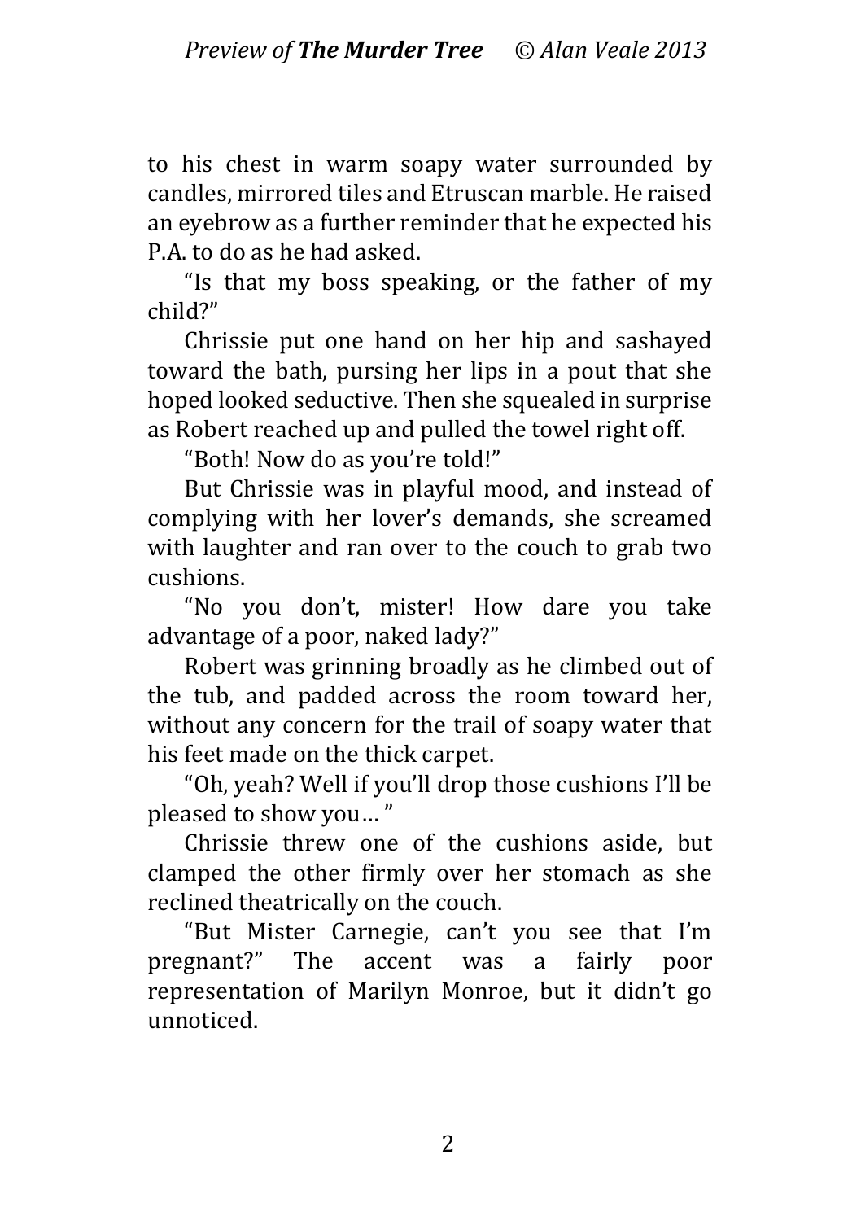to his chest in warm soapy water surrounded by candles, mirrored tiles and Etruscan marble. He raised an eyebrow as a further reminder that he expected his P.A. to do as he had asked.

"Is that my boss speaking, or the father of my child?"

Chrissie put one hand on her hip and sashayed toward the bath, pursing her lips in a pout that she hoped looked seductive. Then she squealed in surprise as Robert reached up and pulled the towel right off.

"Both! Now do as you're told!"

But Chrissie was in playful mood, and instead of complying with her lover's demands, she screamed with laughter and ran over to the couch to grab two cushions.

"No you don't, mister! How dare you take advantage of a poor, naked lady?"

Robert was grinning broadly as he climbed out of the tub, and padded across the room toward her, without any concern for the trail of soapy water that his feet made on the thick carpet.

"Oh, yeah? Well if you'll drop those cushions I'll be pleased to show you… "

Chrissie threw one of the cushions aside, but clamped the other firmly over her stomach as she reclined theatrically on the couch.

"But Mister Carnegie, can't you see that I'm pregnant?" The accent was a fairly poor representation of Marilyn Monroe, but it didn't go unnoticed.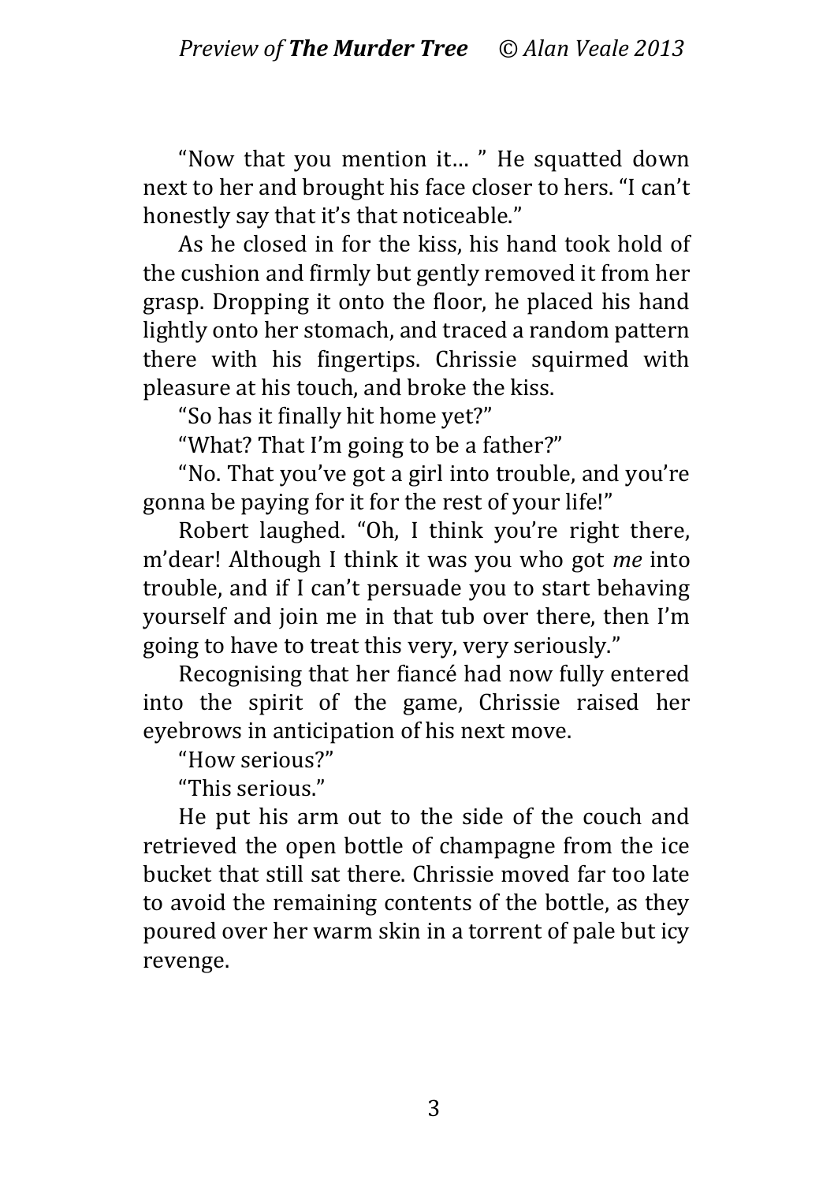"Now that you mention it… " He squatted down next to her and brought his face closer to hers. "I can't honestly say that it's that noticeable."

As he closed in for the kiss, his hand took hold of the cushion and firmly but gently removed it from her grasp. Dropping it onto the floor, he placed his hand lightly onto her stomach, and traced a random pattern there with his fingertips. Chrissie squirmed with pleasure at his touch, and broke the kiss.

"So has it finally hit home yet?"

"What? That I'm going to be a father?"

"No. That you've got a girl into trouble, and you're gonna be paying for it for the rest of your life!"

Robert laughed. "Oh, I think you're right there, m'dear! Although I think it was you who got *me* into trouble, and if I can't persuade you to start behaving yourself and join me in that tub over there, then I'm going to have to treat this very, very seriously."

Recognising that her fiancé had now fully entered into the spirit of the game, Chrissie raised her eyebrows in anticipation of his next move.

"How serious?"

"This serious."

He put his arm out to the side of the couch and retrieved the open bottle of champagne from the ice bucket that still sat there. Chrissie moved far too late to avoid the remaining contents of the bottle, as they poured over her warm skin in a torrent of pale but icy revenge.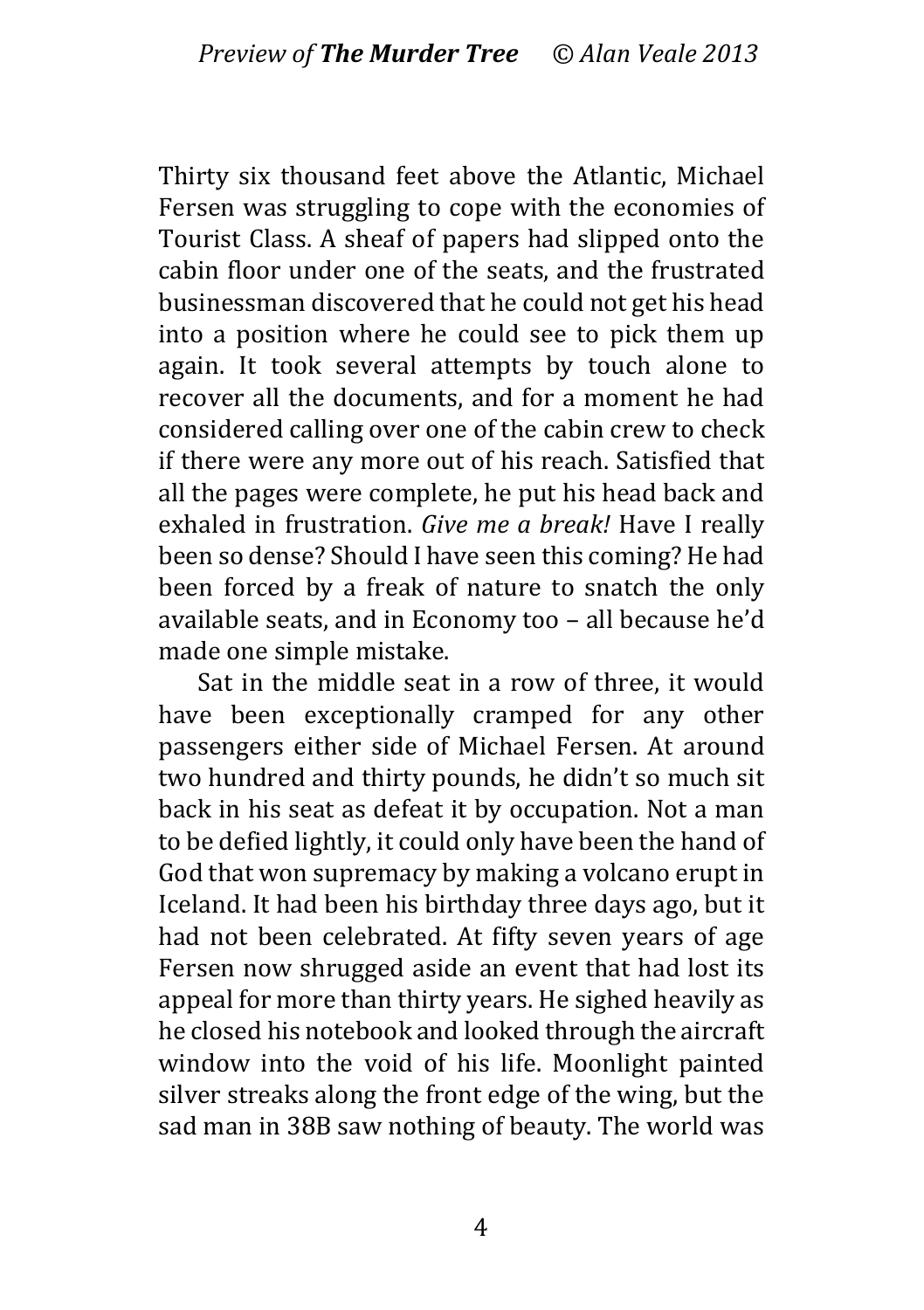Thirty six thousand feet above the Atlantic, Michael Fersen was struggling to cope with the economies of Tourist Class. A sheaf of papers had slipped onto the cabin floor under one of the seats, and the frustrated businessman discovered that he could not get his head into a position where he could see to pick them up again. It took several attempts by touch alone to recover all the documents, and for a moment he had considered calling over one of the cabin crew to check if there were any more out of his reach. Satisfied that all the pages were complete, he put his head back and exhaled in frustration. *Give me a break!* Have I really been so dense? Should I have seen this coming? He had been forced by a freak of nature to snatch the only available seats, and in Economy too – all because he'd made one simple mistake.

Sat in the middle seat in a row of three, it would have been exceptionally cramped for any other passengers either side of Michael Fersen. At around two hundred and thirty pounds, he didn't so much sit back in his seat as defeat it by occupation. Not a man to be defied lightly, it could only have been the hand of God that won supremacy by making a volcano erupt in Iceland. It had been his birthday three days ago, but it had not been celebrated. At fifty seven years of age Fersen now shrugged aside an event that had lost its appeal for more than thirty years. He sighed heavily as he closed his notebook and looked through the aircraft window into the void of his life. Moonlight painted silver streaks along the front edge of the wing, but the sad man in 38B saw nothing of beauty. The world was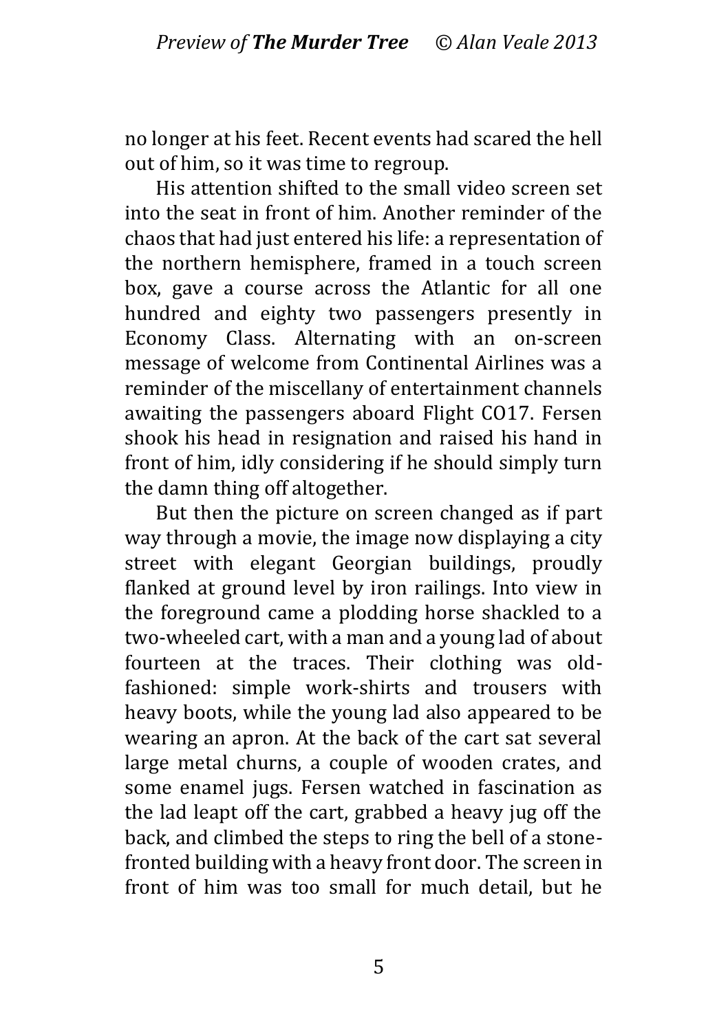no longer at his feet. Recent events had scared the hell out of him, so it was time to regroup.

His attention shifted to the small video screen set into the seat in front of him. Another reminder of the chaos that had just entered his life: a representation of the northern hemisphere, framed in a touch screen box, gave a course across the Atlantic for all one hundred and eighty two passengers presently in Economy Class. Alternating with an on-screen message of welcome from Continental Airlines was a reminder of the miscellany of entertainment channels awaiting the passengers aboard Flight CO17. Fersen shook his head in resignation and raised his hand in front of him, idly considering if he should simply turn the damn thing off altogether.

But then the picture on screen changed as if part way through a movie, the image now displaying a city street with elegant Georgian buildings, proudly flanked at ground level by iron railings. Into view in the foreground came a plodding horse shackled to a two-wheeled cart, with a man and a young lad of about fourteen at the traces. Their clothing was old-fashioned: simple work-shirts and trousers with heavy boots, while the young lad also appeared to be wearing an apron. At the back of the cart sat several large metal churns, a couple of wooden crates, and some enamel jugs. Fersen watched in fascination as the lad leapt off the cart, grabbed a heavy jug off the back, and climbed the steps to ring the bell of a stone-fronted building with a heavy front door. The screen in front of him was too small for much detail, but he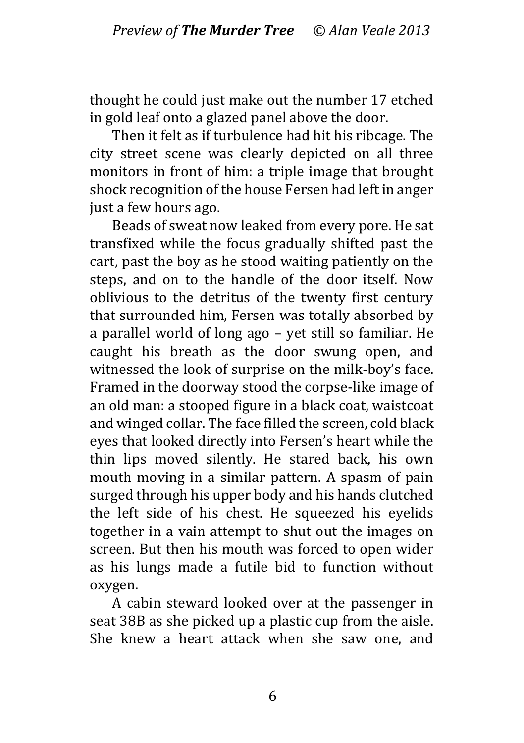thought he could just make out the number 17 etched in gold leaf onto a glazed panel above the door.

Then it felt as if turbulence had hit his ribcage. The city street scene was clearly depicted on all three monitors in front of him: a triple image that brought shock recognition of the house Fersen had left in anger just a few hours ago.

Beads of sweat now leaked from every pore. He sat transfixed while the focus gradually shifted past the cart, past the boy as he stood waiting patiently on the steps, and on to the handle of the door itself. Now oblivious to the detritus of the twenty first century that surrounded him, Fersen was totally absorbed by a parallel world of long ago – yet still so familiar. He caught his breath as the door swung open, and witnessed the look of surprise on the milk-boy's face. Framed in the doorway stood the corpse-like image of an old man: a stooped figure in a black coat, waistcoat and winged collar. The face filled the screen, cold black eyes that looked directly into Fersen's heart while the thin lips moved silently. He stared back, his own mouth moving in a similar pattern. A spasm of pain surged through his upper body and his hands clutched the left side of his chest. He squeezed his eyelids together in a vain attempt to shut out the images on screen. But then his mouth was forced to open wider as his lungs made a futile bid to function without oxygen.

A cabin steward looked over at the passenger in seat 38B as she picked up a plastic cup from the aisle. She knew a heart attack when she saw one, and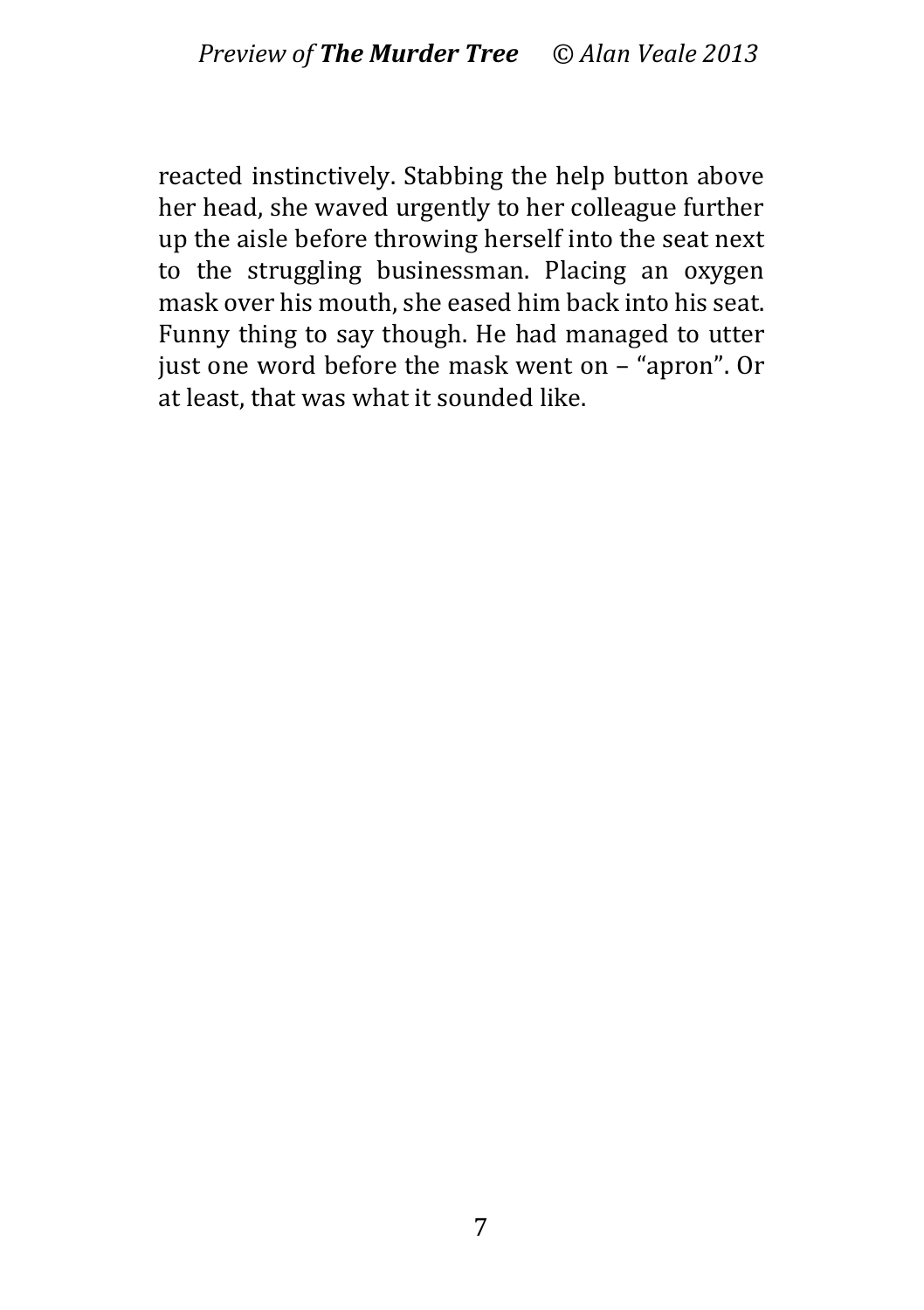reacted instinctively. Stabbing the help button above her head, she waved urgently to her colleague further up the aisle before throwing herself into the seat next to the struggling businessman. Placing an oxygen mask over his mouth, she eased him back into his seat. Funny thing to say though. He had managed to utter just one word before the mask went on – "apron". Or at least, that was what it sounded like.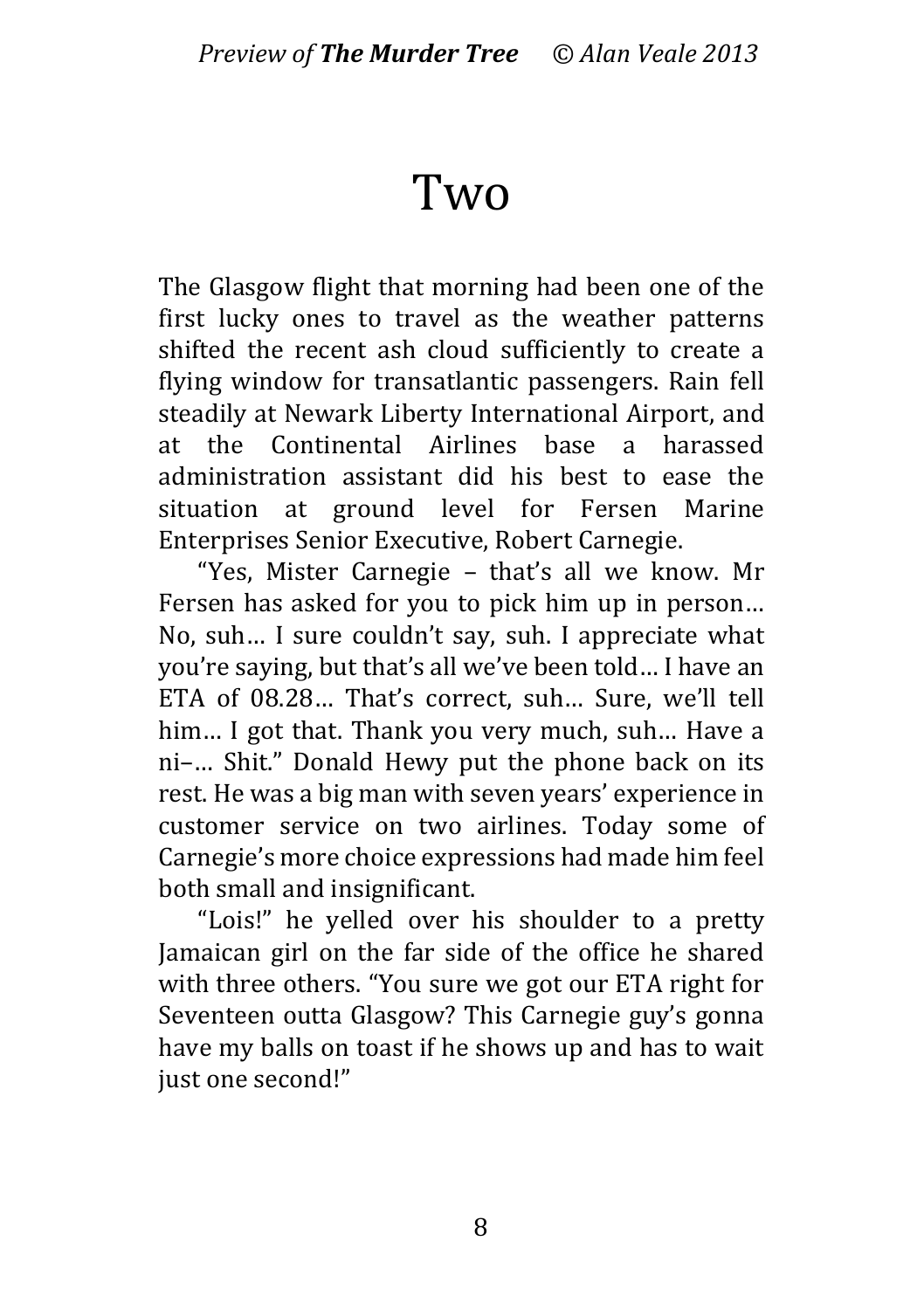# Two

The Glasgow flight that morning had been one of the first lucky ones to travel as the weather patterns shifted the recent ash cloud sufficiently to create a flying window for transatlantic passengers. Rain fell steadily at Newark Liberty International Airport, and at the Continental Airlines base a harassed administration assistant did his best to ease the situation at ground level for Fersen Marine Enterprises Senior Executive, Robert Carnegie.

"Yes, Mister Carnegie – that's all we know. Mr Fersen has asked for you to pick him up in person… No, suh… I sure couldn't say, suh. I appreciate what you're saying, but that's all we've been told… I have an ETA of 08.28… That's correct, suh… Sure, we'll tell him… I got that. Thank you very much, suh… Have a ni–… Shit." Donald Hewy put the phone back on its rest. He was a big man with seven years' experience in customer service on two airlines. Today some of Carnegie's more choice expressions had made him feel both small and insignificant.

"Lois!" he yelled over his shoulder to a pretty Jamaican girl on the far side of the office he shared with three others. "You sure we got our ETA right for Seventeen outta Glasgow? This Carnegie guy's gonna have my balls on toast if he shows up and has to wait just one second!"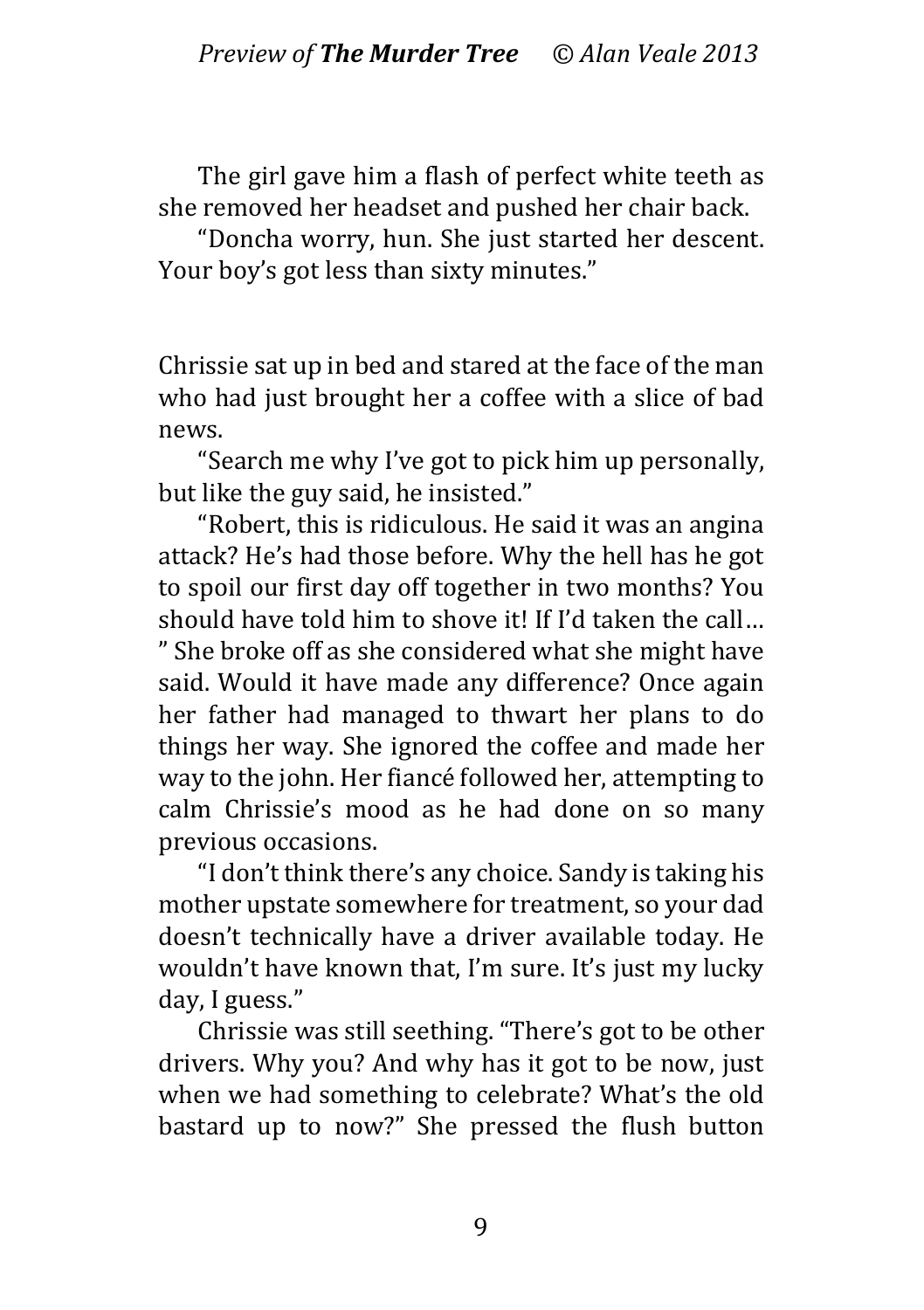The girl gave him a flash of perfect white teeth as she removed her headset and pushed her chair back.

"Doncha worry, hun. She just started her descent. Your boy's got less than sixty minutes."

Chrissie sat up in bed and stared at the face of the man who had just brought her a coffee with a slice of bad news.

"Search me why I've got to pick him up personally, but like the guy said, he insisted."

"Robert, this is ridiculous. He said it was an angina attack? He's had those before. Why the hell has he got to spoil our first day off together in two months? You should have told him to shove it! If I'd taken the call… " She broke off as she considered what she might have said. Would it have made any difference? Once again her father had managed to thwart her plans to do things her way. She ignored the coffee and made her way to the john. Her fiancé followed her, attempting to calm Chrissie's mood as he had done on so many previous occasions.

"I don't think there's any choice. Sandy is taking his mother upstate somewhere for treatment, so your dad doesn't technically have a driver available today. He wouldn't have known that, I'm sure. It's just my lucky day, I guess."

Chrissie was still seething. "There's got to be other drivers. Why you? And why has it got to be now, just when we had something to celebrate? What's the old bastard up to now?" She pressed the flush button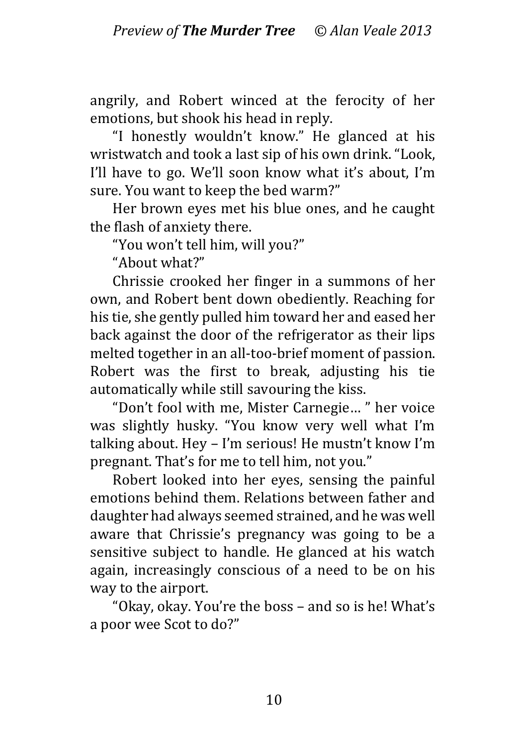angrily, and Robert winced at the ferocity of her emotions, but shook his head in reply.

"I honestly wouldn't know." He glanced at his wristwatch and took a last sip of his own drink. "Look, I'll have to go. We'll soon know what it's about, I'm sure. You want to keep the bed warm?"

Her brown eyes met his blue ones, and he caught the flash of anxiety there.

"You won't tell him, will you?"

"About what?"

Chrissie crooked her finger in a summons of her own, and Robert bent down obediently. Reaching for his tie, she gently pulled him toward her and eased her back against the door of the refrigerator as their lips melted together in an all-too-brief moment of passion. Robert was the first to break, adjusting his tie automatically while still savouring the kiss.

"Don't fool with me, Mister Carnegie… " her voice was slightly husky. "You know very well what I'm talking about. Hey – I'm serious! He mustn't know I'm pregnant. That's for me to tell him, not you."

Robert looked into her eyes, sensing the painful emotions behind them. Relations between father and daughter had always seemed strained, and he was well aware that Chrissie's pregnancy was going to be a sensitive subject to handle. He glanced at his watch again, increasingly conscious of a need to be on his way to the airport.

"Okay, okay. You're the boss – and so is he! What's a poor wee Scot to do?"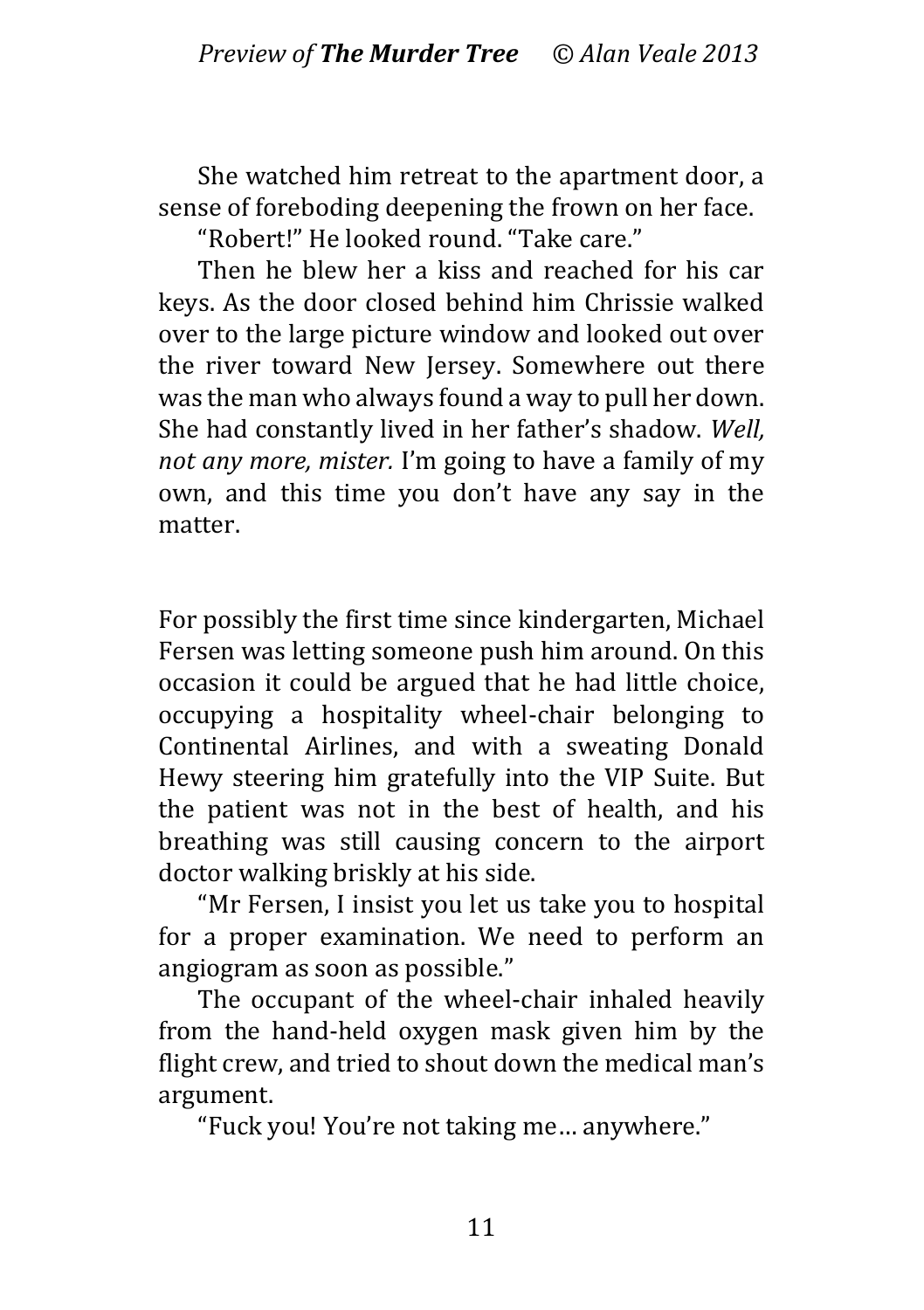She watched him retreat to the apartment door, a sense of foreboding deepening the frown on her face.

"Robert!" He looked round. "Take care."

Then he blew her a kiss and reached for his car keys. As the door closed behind him Chrissie walked over to the large picture window and looked out over the river toward New Jersey. Somewhere out there was the man who always found a way to pull her down. She had constantly lived in her father's shadow. *Well, not any more, mister.* I'm going to have a family of my own, and this time you don't have any say in the matter.

For possibly the first time since kindergarten, Michael Fersen was letting someone push him around. On this occasion it could be argued that he had little choice, occupying a hospitality wheel-chair belonging to Continental Airlines, and with a sweating Donald Hewy steering him gratefully into the VIP Suite. But the patient was not in the best of health, and his breathing was still causing concern to the airport doctor walking briskly at his side.

"Mr Fersen, I insist you let us take you to hospital for a proper examination. We need to perform an angiogram as soon as possible."

The occupant of the wheel-chair inhaled heavily from the hand-held oxygen mask given him by the flight crew, and tried to shout down the medical man's argument.

"Fuck you! You're not taking me… anywhere."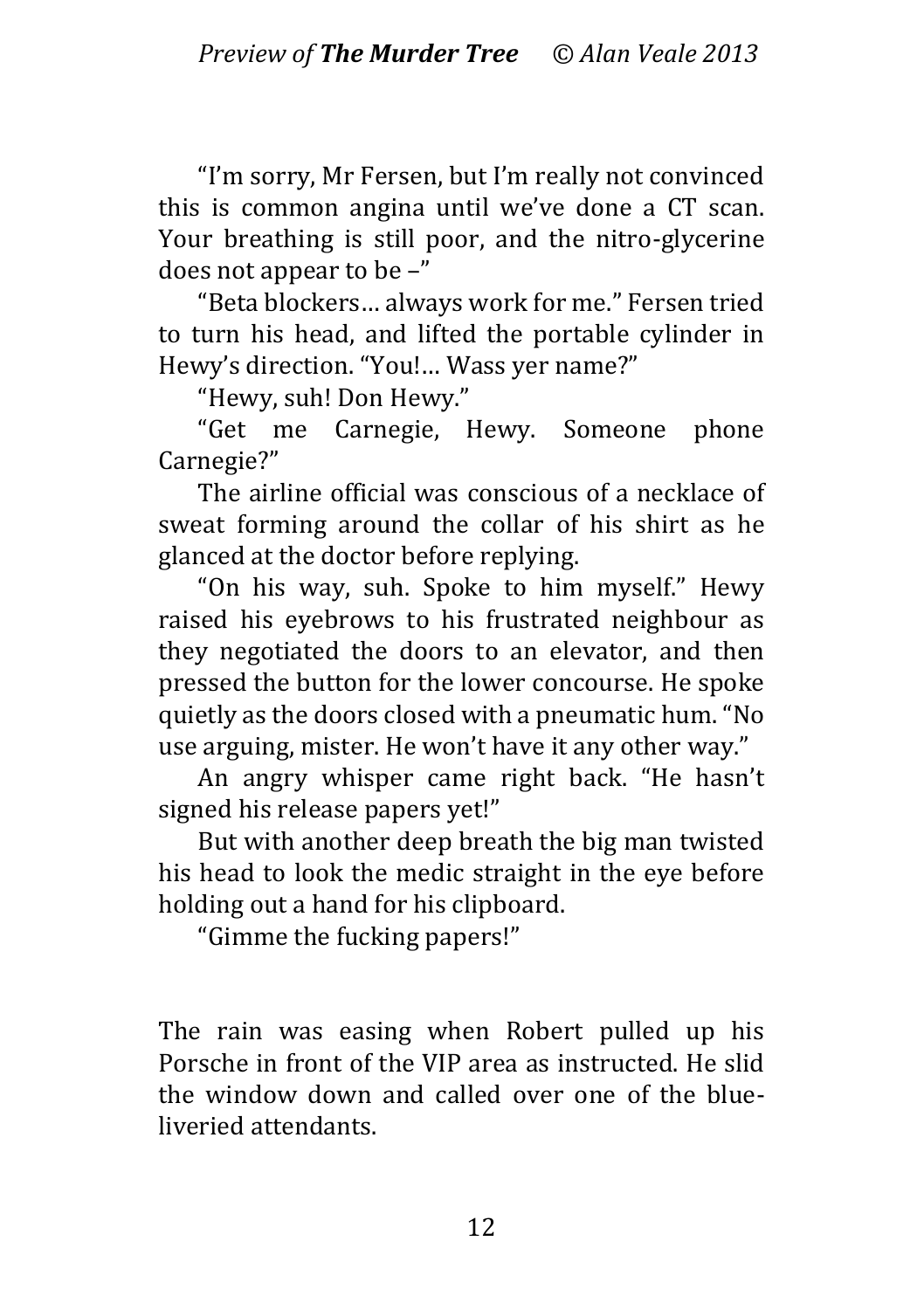"I'm sorry, Mr Fersen, but I'm really not convinced this is common angina until we've done a CT scan. Your breathing is still poor, and the nitro-glycerine does not appear to be –"

"Beta blockers… always work for me." Fersen tried to turn his head, and lifted the portable cylinder in Hewy's direction. "You!… Wass yer name?"

"Hewy, suh! Don Hewy."

"Get me Carnegie, Hewy. Someone phone Carnegie?"

The airline official was conscious of a necklace of sweat forming around the collar of his shirt as he glanced at the doctor before replying.

"On his way, suh. Spoke to him myself." Hewy raised his eyebrows to his frustrated neighbour as they negotiated the doors to an elevator, and then pressed the button for the lower concourse. He spoke quietly as the doors closed with a pneumatic hum. "No use arguing, mister. He won't have it any other way."

An angry whisper came right back. "He hasn't signed his release papers yet!"

But with another deep breath the big man twisted his head to look the medic straight in the eye before holding out a hand for his clipboard.

"Gimme the fucking papers!"

The rain was easing when Robert pulled up his Porsche in front of the VIP area as instructed. He slid the window down and called over one of the blue-liveried attendants.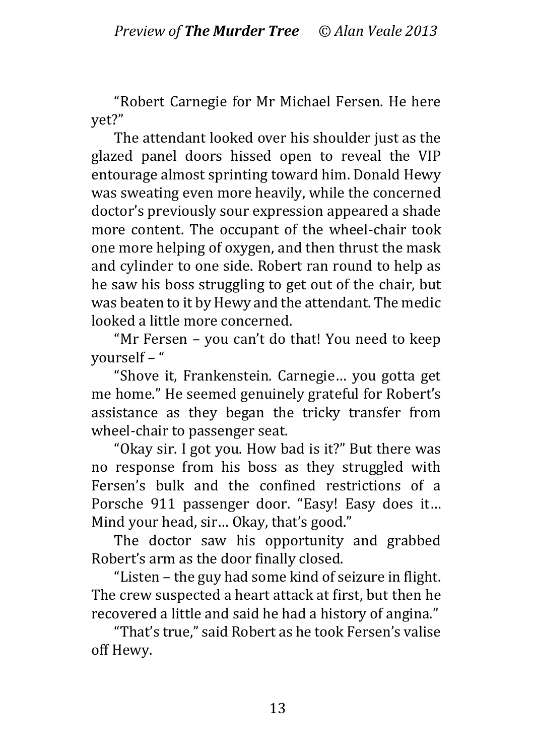"Robert Carnegie for Mr Michael Fersen. He here yet?"

The attendant looked over his shoulder just as the glazed panel doors hissed open to reveal the VIP entourage almost sprinting toward him. Donald Hewy was sweating even more heavily, while the concerned doctor's previously sour expression appeared a shade more content. The occupant of the wheel-chair took one more helping of oxygen, and then thrust the mask and cylinder to one side. Robert ran round to help as he saw his boss struggling to get out of the chair, but was beaten to it by Hewy and the attendant. The medic looked a little more concerned.

"Mr Fersen – you can't do that! You need to keep yourself – "

"Shove it, Frankenstein. Carnegie… you gotta get me home." He seemed genuinely grateful for Robert's assistance as they began the tricky transfer from wheel-chair to passenger seat.

"Okay sir. I got you. How bad is it?" But there was no response from his boss as they struggled with Fersen's bulk and the confined restrictions of a Porsche 911 passenger door. "Easy! Easy does it… Mind your head, sir… Okay, that's good."

The doctor saw his opportunity and grabbed Robert's arm as the door finally closed.

"Listen – the guy had some kind of seizure in flight. The crew suspected a heart attack at first, but then he recovered a little and said he had a history of angina."

"That's true," said Robert as he took Fersen's valise off Hewy.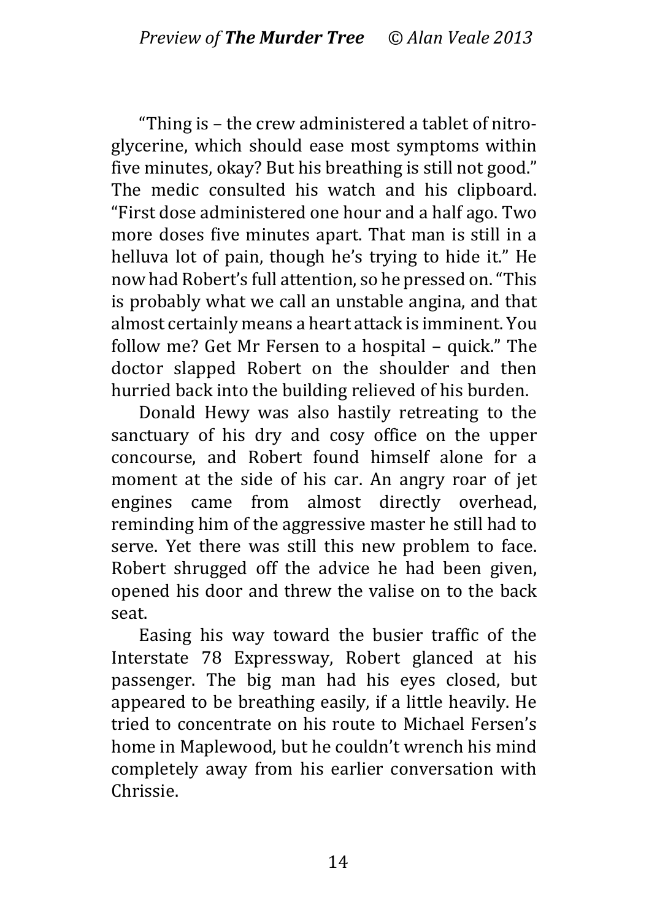“Thing is – the crew administered a tablet of nitroglycerine, which should ease most symptoms within five minutes, okay? But his breathing is still not good.” The medic consulted his watch and his clipboard. “First dose administered one hour and a half ago. Two more doses five minutes apart. That man is still in a helluva lot of pain, though he’s trying to hide it.” He now had Robert’s full attention, so he pressed on. “This is probably what we call an unstable angina, and that almost certainly means a heart attack is imminent. You follow me? Get Mr Fersen to a hospital – quick.” The doctor slapped Robert on the shoulder and then hurried back into the building relieved of his burden.

Donald Hewy was also hastily retreating to the sanctuary of his dry and cosy office on the upper concourse, and Robert found himself alone for a moment at the side of his car. An angry roar of jet engines came from almost directly overhead, reminding him of the aggressive master he still had to serve. Yet there was still this new problem to face. Robert shrugged off the advice he had been given, opened his door and threw the valise on to the back seat.

Easing his way toward the busier traffic of the Interstate 78 Expressway, Robert glanced at his passenger. The big man had his eyes closed, but appeared to be breathing easily, if a little heavily. He tried to concentrate on his route to Michael Fersen’s home in Maplewood, but he couldn’t wrench his mind completely away from his earlier conversation with Chrissie.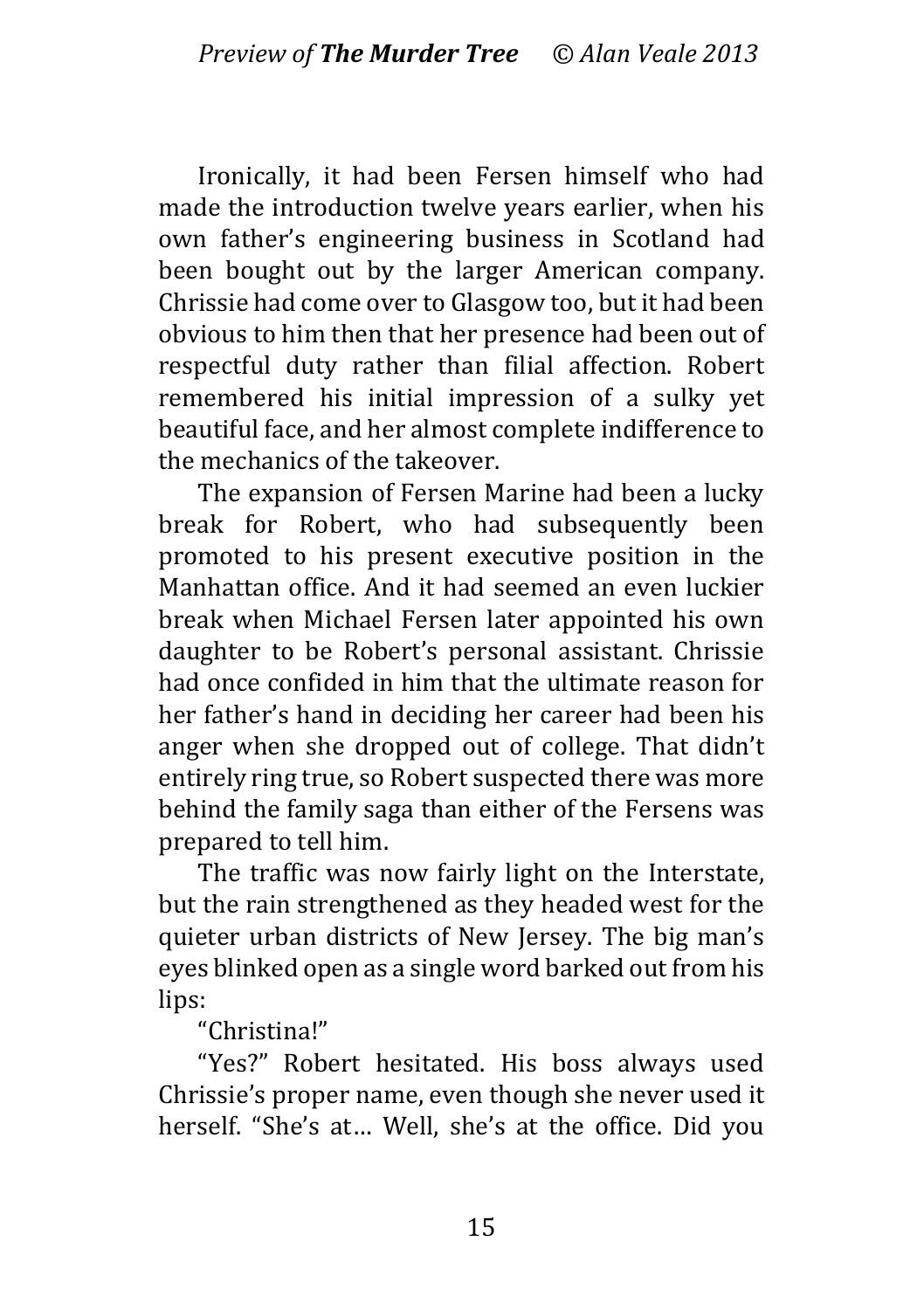Ironically, it had been Fersen himself who had made the introduction twelve years earlier, when his own father's engineering business in Scotland had been bought out by the larger American company. Chrissie had come over to Glasgow too, but it had been obvious to him then that her presence had been out of respectful duty rather than filial affection. Robert remembered his initial impression of a sulky yet beautiful face, and her almost complete indifference to the mechanics of the takeover.

The expansion of Fersen Marine had been a lucky break for Robert, who had subsequently been promoted to his present executive position in the Manhattan office. And it had seemed an even luckier break when Michael Fersen later appointed his own daughter to be Robert's personal assistant. Chrissie had once confided in him that the ultimate reason for her father's hand in deciding her career had been his anger when she dropped out of college. That didn't entirely ring true, so Robert suspected there was more behind the family saga than either of the Fersens was prepared to tell him.

The traffic was now fairly light on the Interstate, but the rain strengthened as they headed west for the quieter urban districts of New Jersey. The big man's eyes blinked open as a single word barked out from his lips:

"Christina!"

"Yes?" Robert hesitated. His boss always used Chrissie's proper name, even though she never used it herself. "She's at… Well, she's at the office. Did you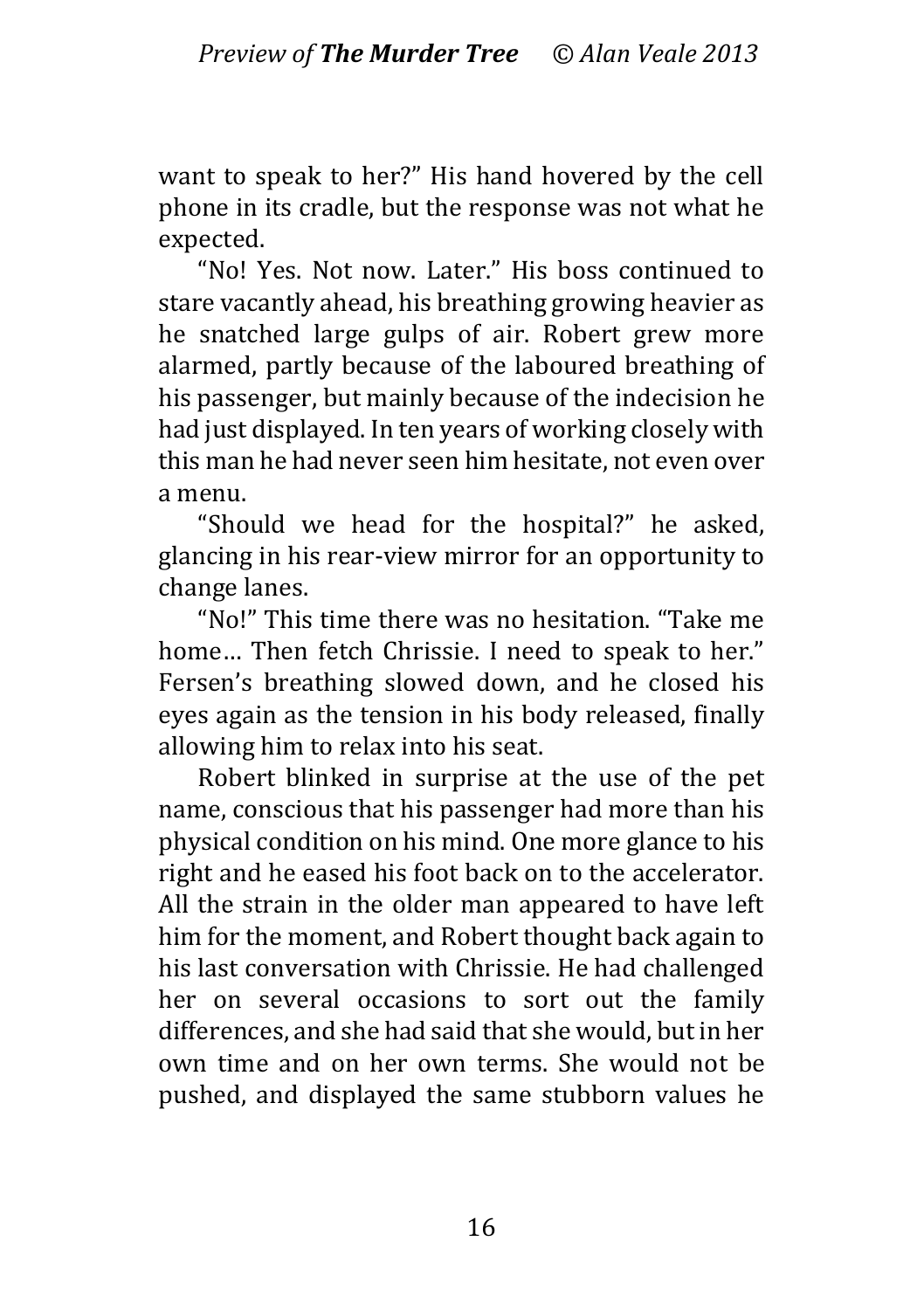want to speak to her?" His hand hovered by the cell phone in its cradle, but the response was not what he expected.

"No! Yes. Not now. Later." His boss continued to stare vacantly ahead, his breathing growing heavier as he snatched large gulps of air. Robert grew more alarmed, partly because of the laboured breathing of his passenger, but mainly because of the indecision he had just displayed. In ten years of working closely with this man he had never seen him hesitate, not even over a menu.

"Should we head for the hospital?" he asked, glancing in his rear-view mirror for an opportunity to change lanes.

"No!" This time there was no hesitation. "Take me home… Then fetch Chrissie. I need to speak to her." Fersen's breathing slowed down, and he closed his eyes again as the tension in his body released, finally allowing him to relax into his seat.

Robert blinked in surprise at the use of the pet name, conscious that his passenger had more than his physical condition on his mind. One more glance to his right and he eased his foot back on to the accelerator. All the strain in the older man appeared to have left him for the moment, and Robert thought back again to his last conversation with Chrissie. He had challenged her on several occasions to sort out the family differences, and she had said that she would, but in her own time and on her own terms. She would not be pushed, and displayed the same stubborn values he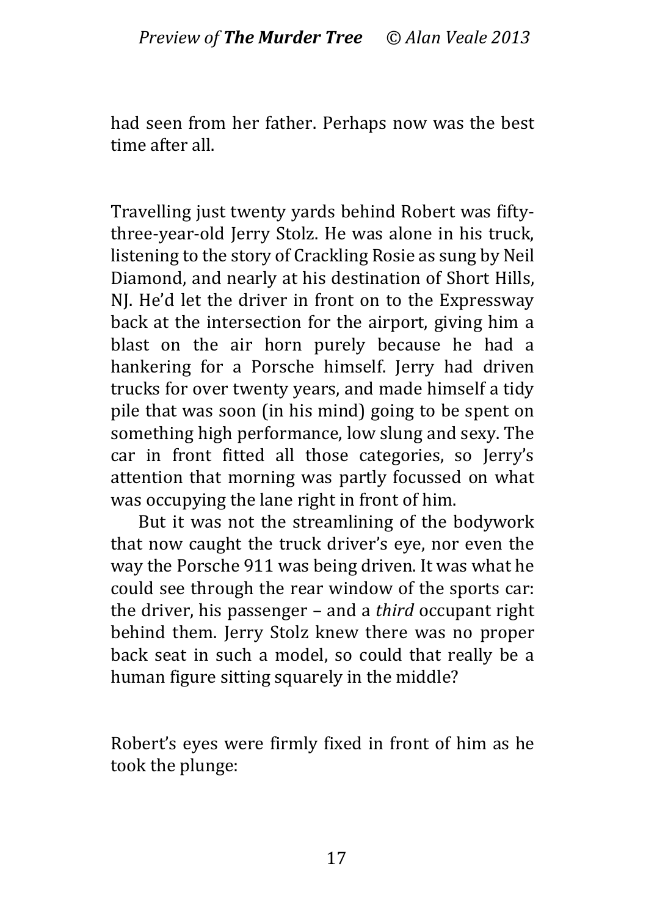had seen from her father. Perhaps now was the best time after all.

Travelling just twenty yards behind Robert was fifty-three-year-old Jerry Stolz. He was alone in his truck, listening to the story of Crackling Rosie as sung by Neil Diamond, and nearly at his destination of Short Hills, NJ. He'd let the driver in front on to the Expressway back at the intersection for the airport, giving him a blast on the air horn purely because he had a hankering for a Porsche himself. Jerry had driven trucks for over twenty years, and made himself a tidy pile that was soon (in his mind) going to be spent on something high performance, low slung and sexy. The car in front fitted all those categories, so Jerry's attention that morning was partly focussed on what was occupying the lane right in front of him.

But it was not the streamlining of the bodywork that now caught the truck driver's eye, nor even the way the Porsche 911 was being driven. It was what he could see through the rear window of the sports car: the driver, his passenger – and a *third* occupant right behind them. Jerry Stolz knew there was no proper back seat in such a model, so could that really be a human figure sitting squarely in the middle?

Robert's eyes were firmly fixed in front of him as he took the plunge: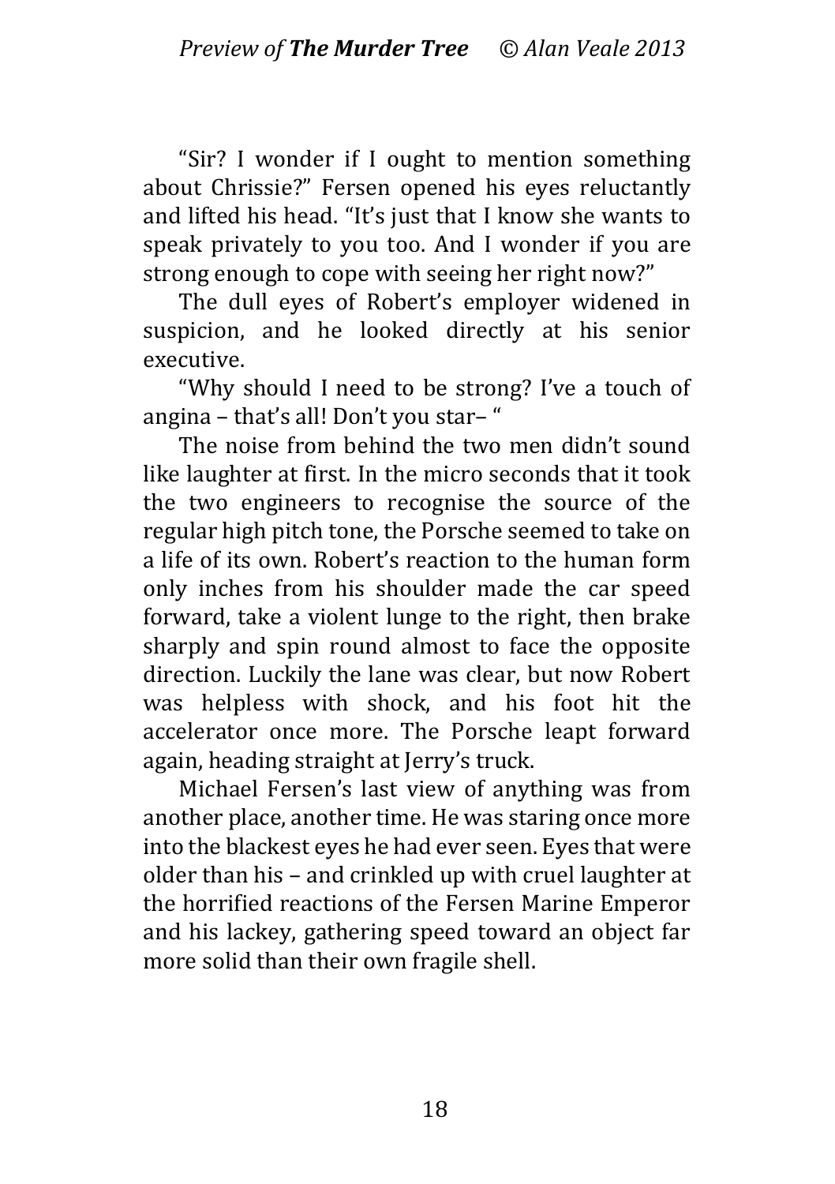“Sir? I wonder if I ought to mention something about Chrissie?” Fersen opened his eyes reluctantly and lifted his head. “It’s just that I know she wants to speak privately to you too. And I wonder if you are strong enough to cope with seeing her right now?”

The dull eyes of Robert’s employer widened in suspicion, and he looked directly at his senior executive.

“Why should I need to be strong? I’ve a touch of angina – that’s all! Don’t you star– “

The noise from behind the two men didn’t sound like laughter at first. In the micro seconds that it took the two engineers to recognise the source of the regular high pitch tone, the Porsche seemed to take on a life of its own. Robert’s reaction to the human form only inches from his shoulder made the car speed forward, take a violent lunge to the right, then brake sharply and spin round almost to face the opposite direction. Luckily the lane was clear, but now Robert was helpless with shock, and his foot hit the accelerator once more. The Porsche leapt forward again, heading straight at Jerry’s truck.

Michael Fersen’s last view of anything was from another place, another time. He was staring once more into the blackest eyes he had ever seen. Eyes that were older than his – and crinkled up with cruel laughter at the horrified reactions of the Fersen Marine Emperor and his lackey, gathering speed toward an object far more solid than their own fragile shell.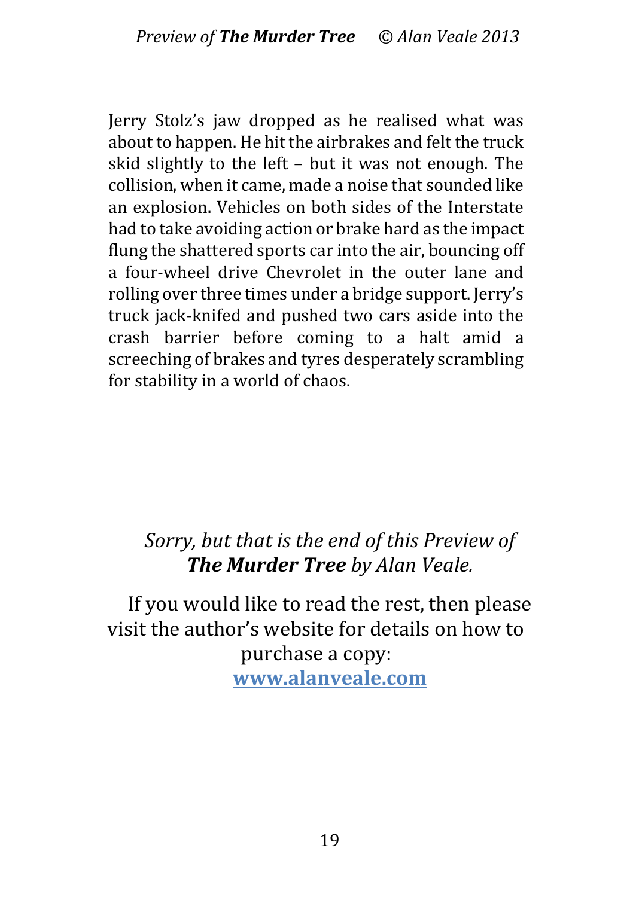Jerry Stolz's jaw dropped as he realised what was about to happen. He hit the airbrakes and felt the truck skid slightly to the left – but it was not enough. The collision, when it came, made a noise that sounded like an explosion. Vehicles on both sides of the Interstate had to take avoiding action or brake hard as the impact flung the shattered sports car into the air, bouncing off a four-wheel drive Chevrolet in the outer lane and rolling over three times under a bridge support. Jerry's truck jack-knifed and pushed two cars aside into the crash barrier before coming to a halt amid a screeching of brakes and tyres desperately scrambling for stability in a world of chaos.

*Sorry, but that is the end of this Preview of* ***The Murder Tree*** *by Alan Veale.*

If you would like to read the rest, then please visit the author's website for details on how to purchase a copy:
**www.alanveale.com**